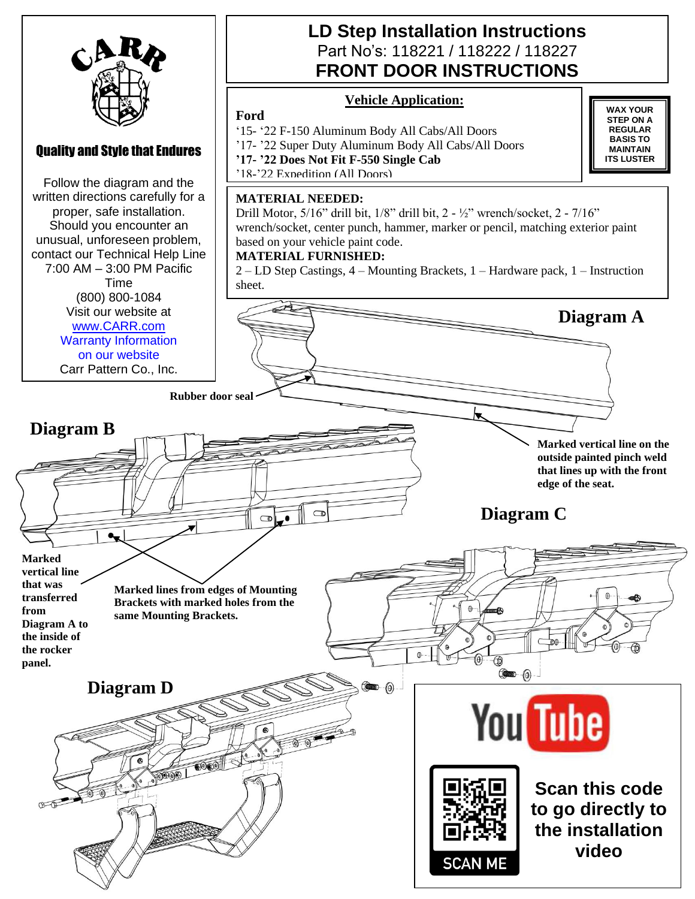# LD Step Installation Instructions

Part No's: 118221 / 118222 / 118227

## FRONT DOOR INSTRUCTIONS

CARR

**Quality and Style that Endures**

Follow the diagram and the written directions carefully for a proper, safe installation. Should you encounter an unusual, unforeseen problem, contact our Technical Help Line 7:00 AM – 3:00 PM Pacific Time
(800) 800-1084
Visit our website at
www.CARR.com
Warranty Information on our website
Carr Pattern Co., Inc.

### Vehicle Application:

**Ford**

'15- '22 F-150 Aluminum Body All Cabs/All Doors
'17- '22 Super Duty Aluminum Body All Cabs/All Doors
**'17- '22 Does Not Fit F-550 Single Cab**
'18-'22 Expedition (All Doors)

**WAX YOUR STEP ON A REGULAR BASIS TO MAINTAIN ITS LUSTER**

**MATERIAL NEEDED:**
Drill Motor, 5/16" drill bit, 1/8" drill bit, 2 - ½" wrench/socket, 2 - 7/16" wrench/socket, center punch, hammer, marker or pencil, matching exterior paint based on your vehicle paint code.

**MATERIAL FURNISHED:**
2 – LD Step Castings, 4 – Mounting Brackets, 1 – Hardware pack, 1 – Instruction sheet.

**Diagram A**

**Rubber door seal**

**Marked vertical line on the outside painted pinch weld that lines up with the front edge of the seat.**

**Diagram B**

**Marked vertical line that was transferred from Diagram A to the inside of the rocker panel.**

**Marked lines from edges of Mounting Brackets with marked holes from the same Mounting Brackets.**

**Diagram C**

**Diagram D**

**Scan this code to go directly to the installation video**

SCAN ME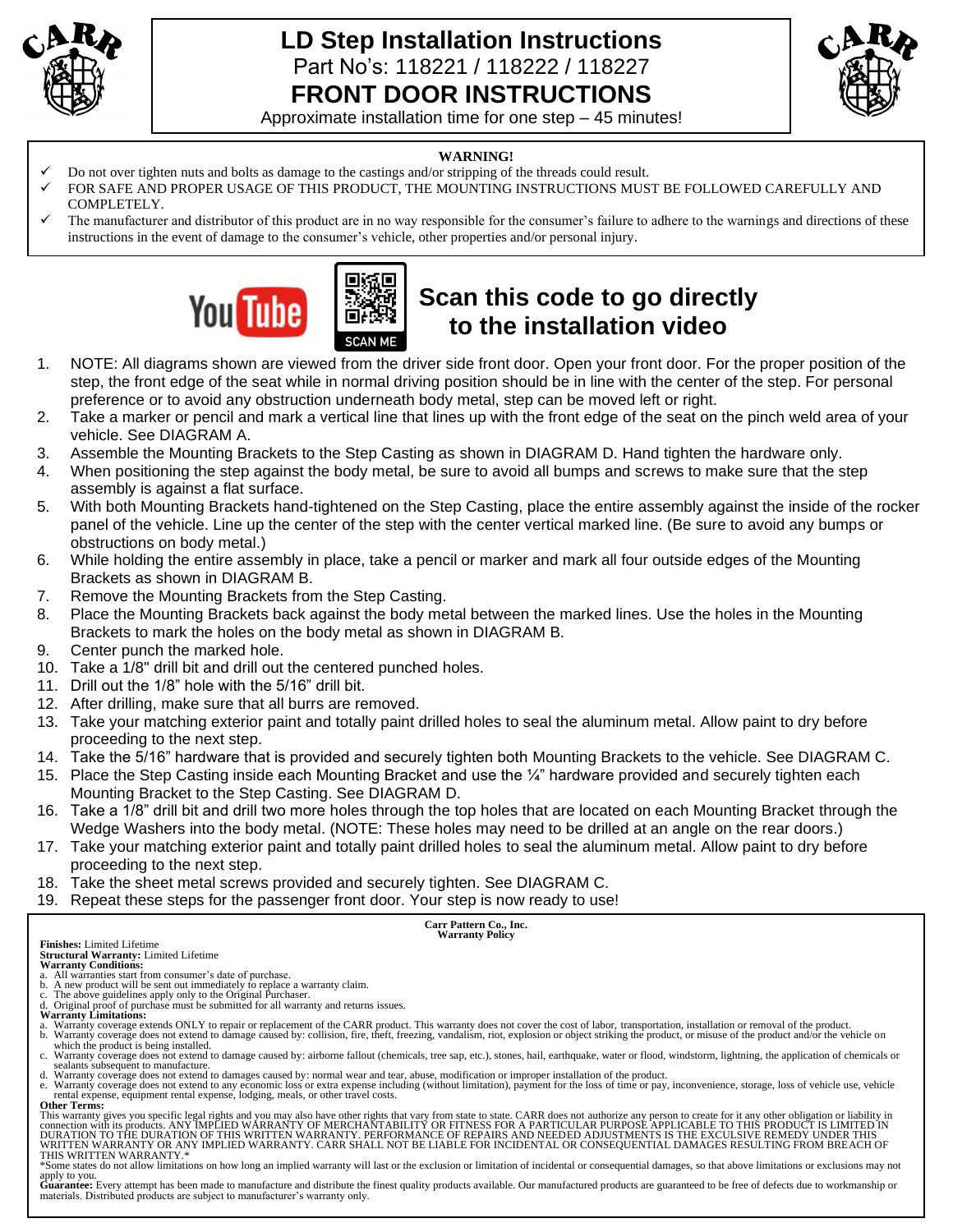# LD Step Installation Instructions

Part No's: 118221 / 118222 / 118227

## FRONT DOOR INSTRUCTIONS

Approximate installation time for one step – 45 minutes!

**WARNING!**

- ✓ Do not over tighten nuts and bolts as damage to the castings and/or stripping of the threads could result.
- ✓ FOR SAFE AND PROPER USAGE OF THIS PRODUCT, THE MOUNTING INSTRUCTIONS MUST BE FOLLOWED CAREFULLY AND COMPLETELY.
- ✓ The manufacturer and distributor of this product are in no way responsible for the consumer's failure to adhere to the warnings and directions of these instructions in the event of damage to the consumer's vehicle, other properties and/or personal injury.

**Scan this code to go directly to the installation video**

1. NOTE: All diagrams shown are viewed from the driver side front door. Open your front door. For the proper position of the step, the front edge of the seat while in normal driving position should be in line with the center of the step. For personal preference or to avoid any obstruction underneath body metal, step can be moved left or right.
2. Take a marker or pencil and mark a vertical line that lines up with the front edge of the seat on the pinch weld area of your vehicle. See DIAGRAM A.
3. Assemble the Mounting Brackets to the Step Casting as shown in DIAGRAM D. Hand tighten the hardware only.
4. When positioning the step against the body metal, be sure to avoid all bumps and screws to make sure that the step assembly is against a flat surface.
5. With both Mounting Brackets hand-tightened on the Step Casting, place the entire assembly against the inside of the rocker panel of the vehicle. Line up the center of the step with the center vertical marked line. (Be sure to avoid any bumps or obstructions on body metal.)
6. While holding the entire assembly in place, take a pencil or marker and mark all four outside edges of the Mounting Brackets as shown in DIAGRAM B.
7. Remove the Mounting Brackets from the Step Casting.
8. Place the Mounting Brackets back against the body metal between the marked lines. Use the holes in the Mounting Brackets to mark the holes on the body metal as shown in DIAGRAM B.
9. Center punch the marked hole.
10. Take a 1/8" drill bit and drill out the centered punched holes.
11. Drill out the 1/8" hole with the 5/16" drill bit.
12. After drilling, make sure that all burrs are removed.
13. Take your matching exterior paint and totally paint drilled holes to seal the aluminum metal. Allow paint to dry before proceeding to the next step.
14. Take the 5/16" hardware that is provided and securely tighten both Mounting Brackets to the vehicle. See DIAGRAM C.
15. Place the Step Casting inside each Mounting Bracket and use the ¼" hardware provided and securely tighten each Mounting Bracket to the Step Casting. See DIAGRAM D.
16. Take a 1/8" drill bit and drill two more holes through the top holes that are located on each Mounting Bracket through the Wedge Washers into the body metal. (NOTE: These holes may need to be drilled at an angle on the rear doors.)
17. Take your matching exterior paint and totally paint drilled holes to seal the aluminum metal. Allow paint to dry before proceeding to the next step.
18. Take the sheet metal screws provided and securely tighten. See DIAGRAM C.
19. Repeat these steps for the passenger front door. Your step is now ready to use!

**Carr Pattern Co., Inc.**
**Warranty Policy**

**Finishes:** Limited Lifetime
**Structural Warranty:** Limited Lifetime
**Warranty Conditions:**

a. All warranties start from consumer's date of purchase.
b. A new product will be sent out immediately to replace a warranty claim.
c. The above guidelines apply only to the Original Purchaser.
d. Original proof of purchase must be submitted for all warranty and returns issues.

**Warranty Limitations:**

a. Warranty coverage extends ONLY to repair or replacement of the CARR product. This warranty does not cover the cost of labor, transportation, installation or removal of the product.
b. Warranty coverage does not extend to damage caused by: collision, fire, theft, freezing, vandalism, riot, explosion or object striking the product, or misuse of the product and/or the vehicle on which the product is being installed.
c. Warranty coverage does not extend to damage caused by: airborne fallout (chemicals, tree sap, etc.), stones, hail, earthquake, water or flood, windstorm, lightning, the application of chemicals or sealants subsequent to manufacture.
d. Warranty coverage does not extend to damages caused by: normal wear and tear, abuse, modification or improper installation of the product.
e. Warranty coverage does not extend to any economic loss or extra expense including (without limitation), payment for the loss of time or pay, inconvenience, storage, loss of vehicle use, vehicle rental expense, equipment rental expense, lodging, meals, or other travel costs.

**Other Terms:**

This warranty gives you specific legal rights and you may also have other rights that vary from state to state. CARR does not authorize any person to create for it any other obligation or liability in connection with its products. ANY IMPLIED WARRANTY OF MERCHANTABILITY OR FITNESS FOR A PARTICULAR PURPOSE APPLICABLE TO THIS PRODUCT IS LIMITED IN DURATION TO THE DURATION OF THIS WRITTEN WARRANTY. PERFORMANCE OF REPAIRS AND NEEDED ADJUSTMENTS IS THE EXCULSIVE REMEDY UNDER THIS WRITTEN WARRANTY OR ANY IMPLIED WARRANTY. CARR SHALL NOT BE LIABLE FOR INCIDENTAL OR CONSEQUENTIAL DAMAGES RESULTING FROM BREACH OF THIS WRITTEN WARRANTY.*

*Some states do not allow limitations on how long an implied warranty will last or the exclusion or limitation of incidental or consequential damages, so that above limitations or exclusions may not apply to you.

**Guarantee:** Every attempt has been made to manufacture and distribute the finest quality products available. Our manufactured products are guaranteed to be free of defects due to workmanship or materials. Distributed products are subject to manufacturer's warranty only.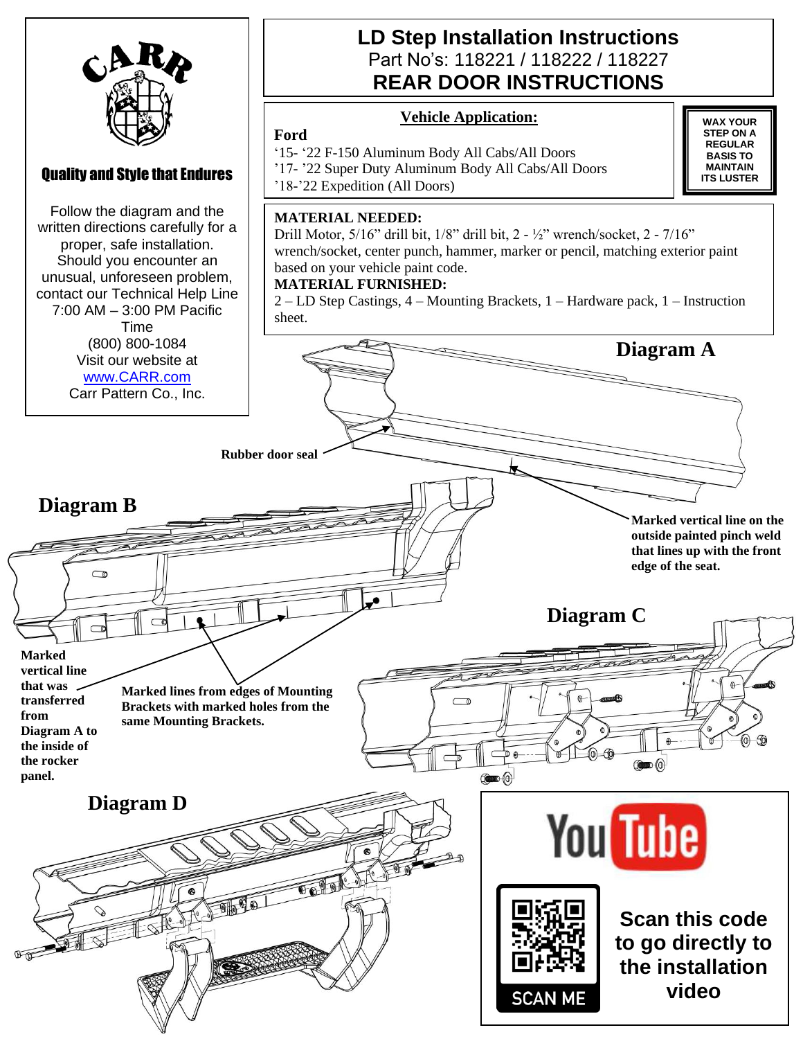# CARR

**Quality and Style that Endures**

Follow the diagram and the written directions carefully for a proper, safe installation. Should you encounter an unusual, unforeseen problem, contact our Technical Help Line 7:00 AM – 3:00 PM Pacific Time
(800) 800-1084
Visit our website at
[www.CARR.com](http://www.CARR.com)
Carr Pattern Co., Inc.

# LD Step Installation Instructions

Part No's: 118221 / 118222 / 118227

## REAR DOOR INSTRUCTIONS

### Vehicle Application:

**Ford**

'15- '22 F-150 Aluminum Body All Cabs/All Doors
'17- '22 Super Duty Aluminum Body All Cabs/All Doors
'18-'22 Expedition (All Doors)

**WAX YOUR STEP ON A REGULAR BASIS TO MAINTAIN ITS LUSTER**

**MATERIAL NEEDED:**
Drill Motor, 5/16" drill bit, 1/8" drill bit, 2 - ½" wrench/socket, 2 - 7/16" wrench/socket, center punch, hammer, marker or pencil, matching exterior paint based on your vehicle paint code.

**MATERIAL FURNISHED:**
2 – LD Step Castings, 4 – Mounting Brackets, 1 – Hardware pack, 1 – Instruction sheet.

**Diagram A**

**Rubber door seal**

**Marked vertical line on the outside painted pinch weld that lines up with the front edge of the seat.**

**Diagram B**

**Marked vertical line that was transferred from Diagram A to the inside of the rocker panel.**

**Marked lines from edges of Mounting Brackets with marked holes from the same Mounting Brackets.**

**Diagram C**

**Diagram D**

YouTube

SCAN ME

**Scan this code to go directly to the installation video**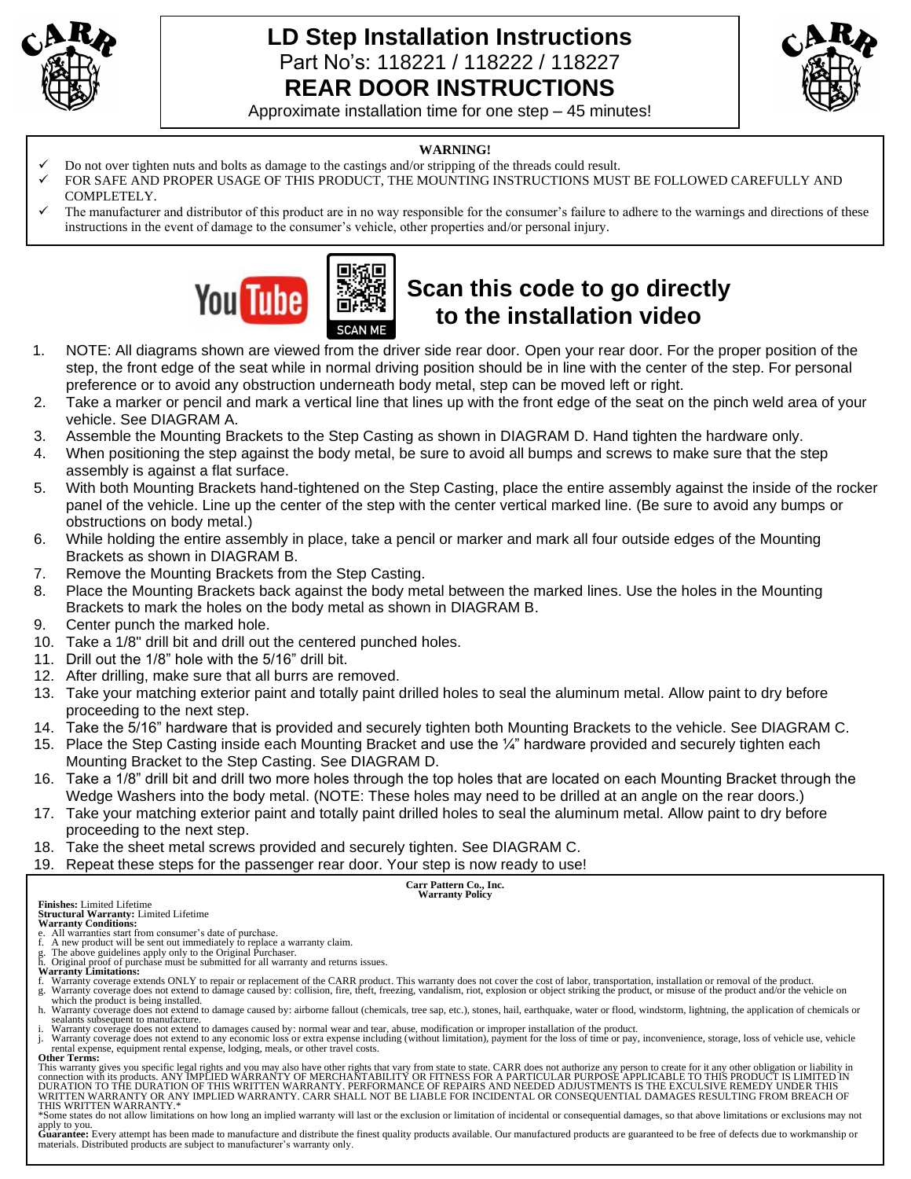# LD Step Installation Instructions

Part No's: 118221 / 118222 / 118227

## REAR DOOR INSTRUCTIONS

Approximate installation time for one step – 45 minutes!

**WARNING!**

- ✓ Do not over tighten nuts and bolts as damage to the castings and/or stripping of the threads could result.
- ✓ FOR SAFE AND PROPER USAGE OF THIS PRODUCT, THE MOUNTING INSTRUCTIONS MUST BE FOLLOWED CAREFULLY AND COMPLETELY.
- ✓ The manufacturer and distributor of this product are in no way responsible for the consumer's failure to adhere to the warnings and directions of these instructions in the event of damage to the consumer's vehicle, other properties and/or personal injury.

YouTube SCAN ME

**Scan this code to go directly to the installation video**

1. NOTE: All diagrams shown are viewed from the driver side rear door. Open your rear door. For the proper position of the step, the front edge of the seat while in normal driving position should be in line with the center of the step. For personal preference or to avoid any obstruction underneath body metal, step can be moved left or right.
2. Take a marker or pencil and mark a vertical line that lines up with the front edge of the seat on the pinch weld area of your vehicle. See DIAGRAM A.
3. Assemble the Mounting Brackets to the Step Casting as shown in DIAGRAM D. Hand tighten the hardware only.
4. When positioning the step against the body metal, be sure to avoid all bumps and screws to make sure that the step assembly is against a flat surface.
5. With both Mounting Brackets hand-tightened on the Step Casting, place the entire assembly against the inside of the rocker panel of the vehicle. Line up the center of the step with the center vertical marked line. (Be sure to avoid any bumps or obstructions on body metal.)
6. While holding the entire assembly in place, take a pencil or marker and mark all four outside edges of the Mounting Brackets as shown in DIAGRAM B.
7. Remove the Mounting Brackets from the Step Casting.
8. Place the Mounting Brackets back against the body metal between the marked lines. Use the holes in the Mounting Brackets to mark the holes on the body metal as shown in DIAGRAM B.
9. Center punch the marked hole.
10. Take a 1/8" drill bit and drill out the centered punched holes.
11. Drill out the 1/8" hole with the 5/16" drill bit.
12. After drilling, make sure that all burrs are removed.
13. Take your matching exterior paint and totally paint drilled holes to seal the aluminum metal. Allow paint to dry before proceeding to the next step.
14. Take the 5/16" hardware that is provided and securely tighten both Mounting Brackets to the vehicle. See DIAGRAM C.
15. Place the Step Casting inside each Mounting Bracket and use the ¼" hardware provided and securely tighten each Mounting Bracket to the Step Casting. See DIAGRAM D.
16. Take a 1/8" drill bit and drill two more holes through the top holes that are located on each Mounting Bracket through the Wedge Washers into the body metal. (NOTE: These holes may need to be drilled at an angle on the rear doors.)
17. Take your matching exterior paint and totally paint drilled holes to seal the aluminum metal. Allow paint to dry before proceeding to the next step.
18. Take the sheet metal screws provided and securely tighten. See DIAGRAM C.
19. Repeat these steps for the passenger rear door. Your step is now ready to use!

**Carr Pattern Co., Inc.**
**Warranty Policy**

**Finishes:** Limited Lifetime
**Structural Warranty:** Limited Lifetime
**Warranty Conditions:**

e. All warranties start from consumer's date of purchase.
f. A new product will be sent out immediately to replace a warranty claim.
g. The above guidelines apply only to the Original Purchaser.
h. Original proof of purchase must be submitted for all warranty and returns issues.

**Warranty Limitations:**

f. Warranty coverage extends ONLY to repair or replacement of the CARR product. This warranty does not cover the cost of labor, transportation, installation or removal of the product.
g. Warranty coverage does not extend to damage caused by: collision, fire, theft, freezing, vandalism, riot, explosion or object striking the product, or misuse of the product and/or the vehicle on which the product is being installed.
h. Warranty coverage does not extend to damage caused by: airborne fallout (chemicals, tree sap, etc.), stones, hail, earthquake, water or flood, windstorm, lightning, the application of chemicals or sealants subsequent to manufacture.
i. Warranty coverage does not extend to damages caused by: normal wear and tear, abuse, modification or improper installation of the product.
j. Warranty coverage does not extend to any economic loss or extra expense including (without limitation), payment for the loss of time or pay, inconvenience, storage, loss of vehicle use, vehicle rental expense, equipment rental expense, lodging, meals, or other travel costs.

**Other Terms:**

This warranty gives you specific legal rights and you may also have other rights that vary from state to state. CARR does not authorize any person to create for it any other obligation or liability in connection with its products. ANY IMPLIED WARRANTY OF MERCHANTABILITY OR FITNESS FOR A PARTICULAR PURPOSE APPLICABLE TO THIS PRODUCT IS LIMITED IN DURATION TO THE DURATION OF THIS WRITTEN WARRANTY. PERFORMANCE OF REPAIRS AND NEEDED ADJUSTMENTS IS THE EXCULSIVE REMEDY UNDER THIS WRITTEN WARRANTY OR ANY IMPLIED WARRANTY. CARR SHALL NOT BE LIABLE FOR INCIDENTAL OR CONSEQUENTIAL DAMAGES RESULTING FROM BREACH OF THIS WRITTEN WARRANTY.*

*Some states do not allow limitations on how long an implied warranty will last or the exclusion or limitation of incidental or consequential damages, so that above limitations or exclusions may not apply to you.

**Guarantee:** Every attempt has been made to manufacture and distribute the finest quality products available. Our manufactured products are guaranteed to be free of defects due to workmanship or materials. Distributed products are subject to manufacturer's warranty only.